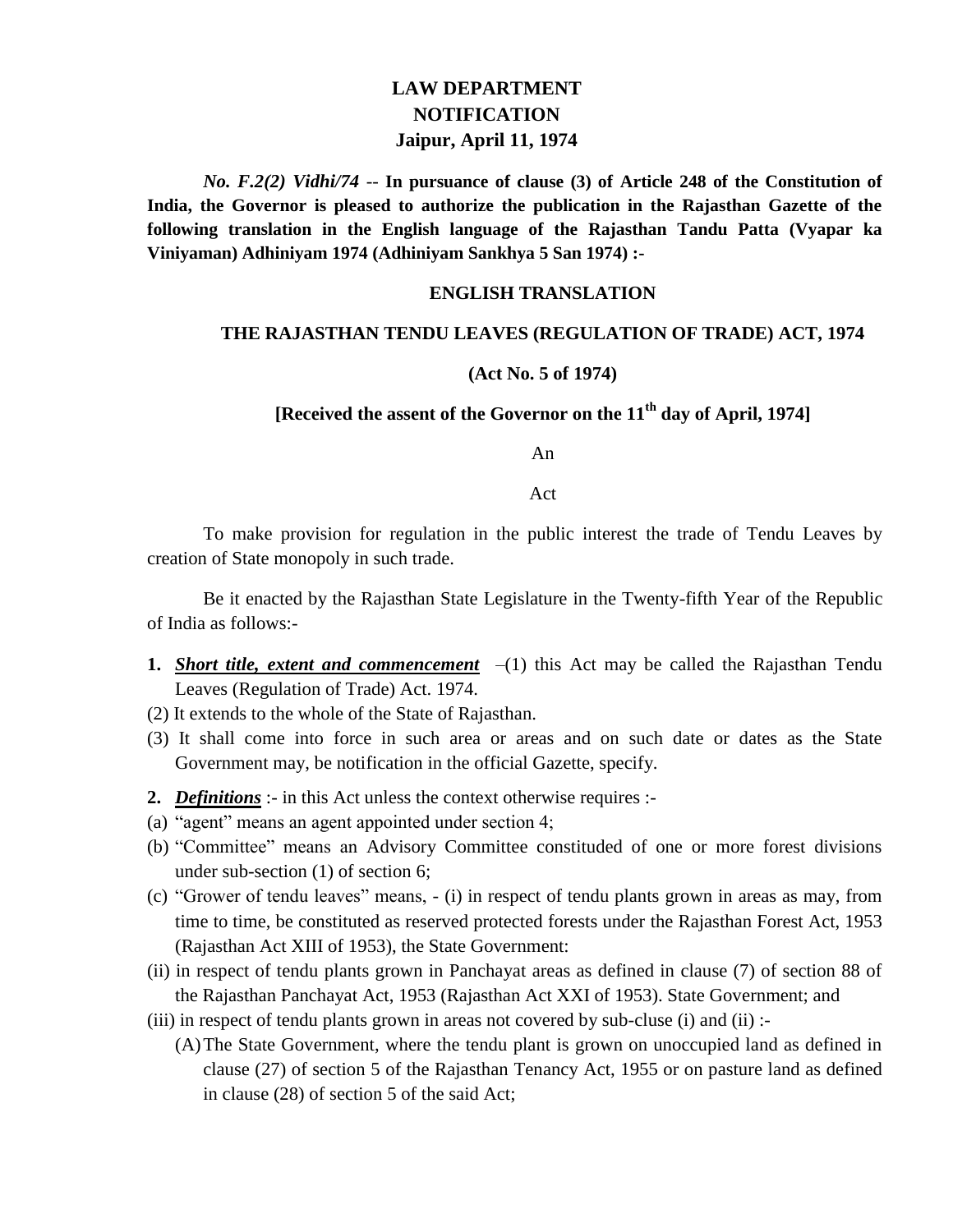# LAW DEPARTMENT
# NOTIFICATION
# Jaipur, April 11, 1974

***No. F.2(2) Vidhi/74*** -- **In pursuance of clause (3) of Article 248 of the Constitution of India, the Governor is pleased to authorize the publication in the Rajasthan Gazette of the following translation in the English language of the Rajasthan Tandu Patta (Vyapar ka Viniyaman) Adhiniyam 1974 (Adhiniyam Sankhya 5 San 1974) :-**

## ENGLISH TRANSLATION

## THE RAJASTHAN TENDU LEAVES (REGULATION OF TRADE) ACT, 1974

**(Act No. 5 of 1974)**

**[Received the assent of the Governor on the 11th day of April, 1974]**

An

Act

To make provision for regulation in the public interest the trade of Tendu Leaves by creation of State monopoly in such trade.

Be it enacted by the Rajasthan State Legislature in the Twenty-fifth Year of the Republic of India as follows:-

**1.** ***Short title, extent and commencement*** –(1) this Act may be called the Rajasthan Tendu Leaves (Regulation of Trade) Act. 1974.

(2) It extends to the whole of the State of Rajasthan.

(3) It shall come into force in such area or areas and on such date or dates as the State Government may, be notification in the official Gazette, specify.

**2.** ***Definitions*** :- in this Act unless the context otherwise requires :-

(a) "agent" means an agent appointed under section 4;

(b) "Committee" means an Advisory Committee constituded of one or more forest divisions under sub-section (1) of section 6;

(c) "Grower of tendu leaves" means, - (i) in respect of tendu plants grown in areas as may, from time to time, be constituted as reserved protected forests under the Rajasthan Forest Act, 1953 (Rajasthan Act XIII of 1953), the State Government:

(ii) in respect of tendu plants grown in Panchayat areas as defined in clause (7) of section 88 of the Rajasthan Panchayat Act, 1953 (Rajasthan Act XXI of 1953). State Government; and

(iii) in respect of tendu plants grown in areas not covered by sub-cluse (i) and (ii) :-

(A) The State Government, where the tendu plant is grown on unoccupied land as defined in clause (27) of section 5 of the Rajasthan Tenancy Act, 1955 or on pasture land as defined in clause (28) of section 5 of the said Act;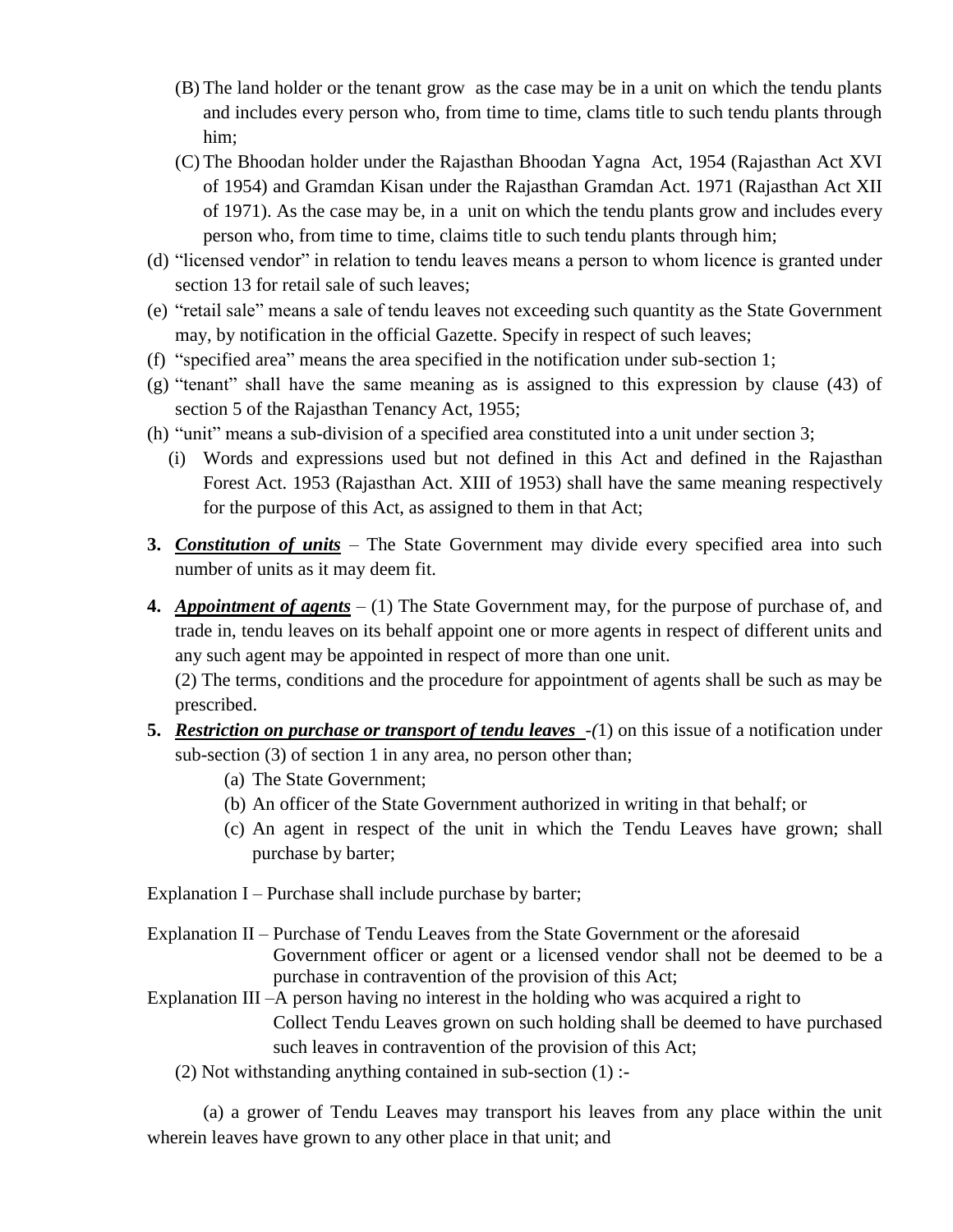(B) The land holder or the tenant grow  as the case may be in a unit on which the tendu plants and includes every person who, from time to time, clams title to such tendu plants through him;

(C) The Bhoodan holder under the Rajasthan Bhoodan Yagna  Act, 1954 (Rajasthan Act XVI of 1954) and Gramdan Kisan under the Rajasthan Gramdan Act. 1971 (Rajasthan Act XII of 1971). As the case may be, in a  unit on which the tendu plants grow and includes every person who, from time to time, claims title to such tendu plants through him;

(d) "licensed vendor" in relation to tendu leaves means a person to whom licence is granted under section 13 for retail sale of such leaves;

(e) "retail sale" means a sale of tendu leaves not exceeding such quantity as the State Government may, by notification in the official Gazette. Specify in respect of such leaves;

(f) "specified area" means the area specified in the notification under sub-section 1;

(g) "tenant" shall have the same meaning as is assigned to this expression by clause (43) of section 5 of the Rajasthan Tenancy Act, 1955;

(h) "unit" means a sub-division of a specified area constituted into a unit under section 3;

(i) Words and expressions used but not defined in this Act and defined in the Rajasthan Forest Act. 1953 (Rajasthan Act. XIII of 1953) shall have the same meaning respectively for the purpose of this Act, as assigned to them in that Act;

**3.** ***Constitution of units*** – The State Government may divide every specified area into such number of units as it may deem fit.

**4.** ***Appointment of agents*** – (1) The State Government may, for the purpose of purchase of, and trade in, tendu leaves on its behalf appoint one or more agents in respect of different units and any such agent may be appointed in respect of more than one unit.

(2) The terms, conditions and the procedure for appointment of agents shall be such as may be prescribed.

**5.** ***Restriction on purchase or transport of tendu leaves*** -(1) on this issue of a notification under sub-section (3) of section 1 in any area, no person other than;

(a) The State Government;

(b) An officer of the State Government authorized in writing in that behalf; or

(c) An agent in respect of the unit in which the Tendu Leaves have grown; shall purchase by barter;

Explanation I – Purchase shall include purchase by barter;

Explanation II – Purchase of Tendu Leaves from the State Government or the aforesaid Government officer or agent or a licensed vendor shall not be deemed to be a purchase in contravention of the provision of this Act;

Explanation III –A person having no interest in the holding who was acquired a right to Collect Tendu Leaves grown on such holding shall be deemed to have purchased such leaves in contravention of the provision of this Act;

(2) Not withstanding anything contained in sub-section (1) :-

(a) a grower of Tendu Leaves may transport his leaves from any place within the unit wherein leaves have grown to any other place in that unit; and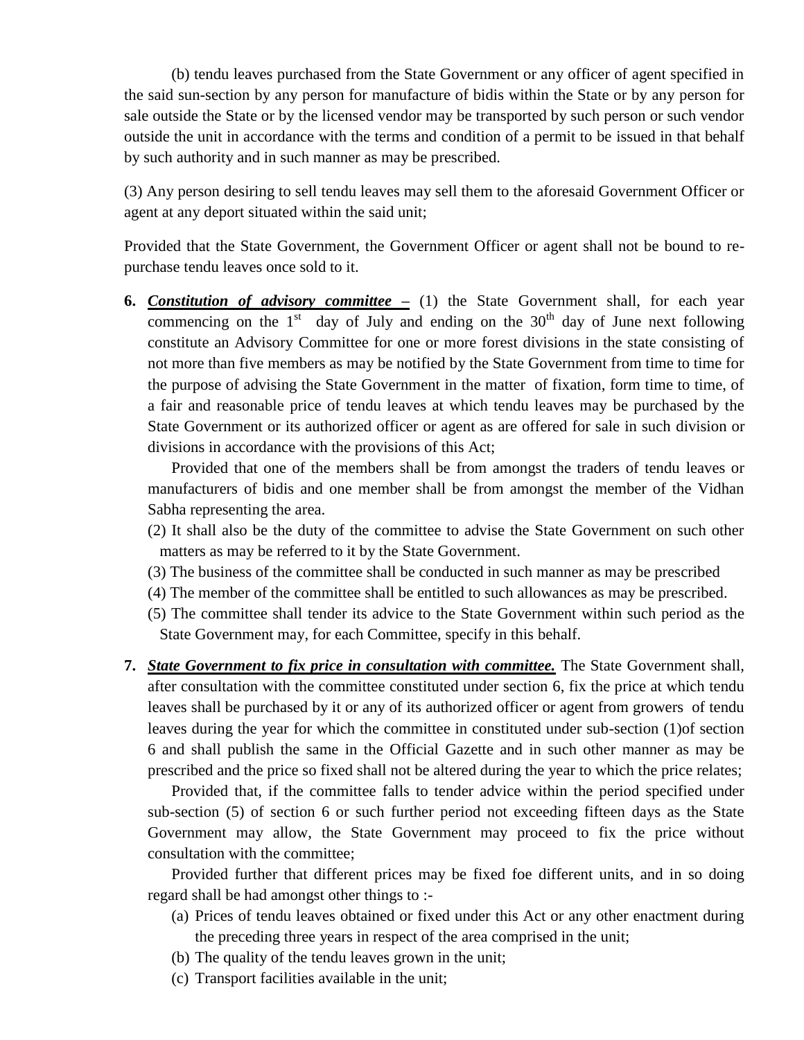(b) tendu leaves purchased from the State Government or any officer of agent specified in the said sun-section by any person for manufacture of bidis within the State or by any person for sale outside the State or by the licensed vendor may be transported by such person or such vendor outside the unit in accordance with the terms and condition of a permit to be issued in that behalf by such authority and in such manner as may be prescribed.

(3) Any person desiring to sell tendu leaves may sell them to the aforesaid Government Officer or agent at any deport situated within the said unit;

Provided that the State Government, the Government Officer or agent shall not be bound to re-purchase tendu leaves once sold to it.

**6.** ***Constitution of advisory committee –*** (1) the State Government shall, for each year commencing on the 1st day of July and ending on the 30th day of June next following constitute an Advisory Committee for one or more forest divisions in the state consisting of not more than five members as may be notified by the State Government from time to time for the purpose of advising the State Government in the matter of fixation, form time to time, of a fair and reasonable price of tendu leaves at which tendu leaves may be purchased by the State Government or its authorized officer or agent as are offered for sale in such division or divisions in accordance with the provisions of this Act;

Provided that one of the members shall be from amongst the traders of tendu leaves or manufacturers of bidis and one member shall be from amongst the member of the Vidhan Sabha representing the area.

(2) It shall also be the duty of the committee to advise the State Government on such other matters as may be referred to it by the State Government.

(3) The business of the committee shall be conducted in such manner as may be prescribed

(4) The member of the committee shall be entitled to such allowances as may be prescribed.

(5) The committee shall tender its advice to the State Government within such period as the State Government may, for each Committee, specify in this behalf.

**7.** ***State Government to fix price in consultation with committee.*** The State Government shall, after consultation with the committee constituted under section 6, fix the price at which tendu leaves shall be purchased by it or any of its authorized officer or agent from growers of tendu leaves during the year for which the committee in constituted under sub-section (1)of section 6 and shall publish the same in the Official Gazette and in such other manner as may be prescribed and the price so fixed shall not be altered during the year to which the price relates;

Provided that, if the committee falls to tender advice within the period specified under sub-section (5) of section 6 or such further period not exceeding fifteen days as the State Government may allow, the State Government may proceed to fix the price without consultation with the committee;

Provided further that different prices may be fixed foe different units, and in so doing regard shall be had amongst other things to :-

(a) Prices of tendu leaves obtained or fixed under this Act or any other enactment during the preceding three years in respect of the area comprised in the unit;

(b) The quality of the tendu leaves grown in the unit;

(c) Transport facilities available in the unit;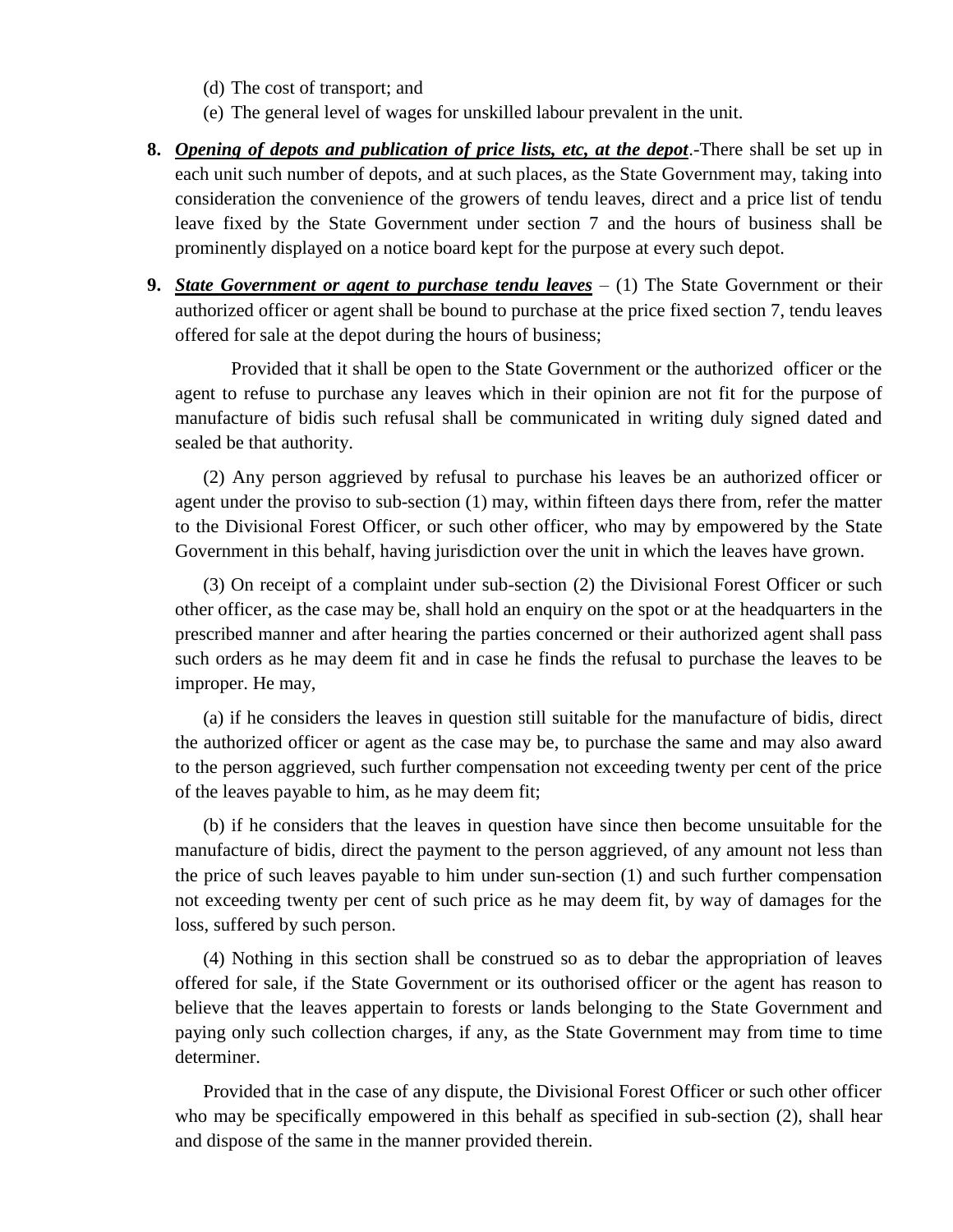(d) The cost of transport; and

(e) The general level of wages for unskilled labour prevalent in the unit.

**8.** ***Opening of depots and publication of price lists, etc, at the depot***.-There shall be set up in each unit such number of depots, and at such places, as the State Government may, taking into consideration the convenience of the growers of tendu leaves, direct and a price list of tendu leave fixed by the State Government under section 7 and the hours of business shall be prominently displayed on a notice board kept for the purpose at every such depot.

**9.** ***State Government or agent to purchase tendu leaves*** – (1) The State Government or their authorized officer or agent shall be bound to purchase at the price fixed section 7, tendu leaves offered for sale at the depot during the hours of business;

Provided that it shall be open to the State Government or the authorized officer or the agent to refuse to purchase any leaves which in their opinion are not fit for the purpose of manufacture of bidis such refusal shall be communicated in writing duly signed dated and sealed be that authority.

(2) Any person aggrieved by refusal to purchase his leaves be an authorized officer or agent under the proviso to sub-section (1) may, within fifteen days there from, refer the matter to the Divisional Forest Officer, or such other officer, who may by empowered by the State Government in this behalf, having jurisdiction over the unit in which the leaves have grown.

(3) On receipt of a complaint under sub-section (2) the Divisional Forest Officer or such other officer, as the case may be, shall hold an enquiry on the spot or at the headquarters in the prescribed manner and after hearing the parties concerned or their authorized agent shall pass such orders as he may deem fit and in case he finds the refusal to purchase the leaves to be improper. He may,

(a) if he considers the leaves in question still suitable for the manufacture of bidis, direct the authorized officer or agent as the case may be, to purchase the same and may also award to the person aggrieved, such further compensation not exceeding twenty per cent of the price of the leaves payable to him, as he may deem fit;

(b) if he considers that the leaves in question have since then become unsuitable for the manufacture of bidis, direct the payment to the person aggrieved, of any amount not less than the price of such leaves payable to him under sun-section (1) and such further compensation not exceeding twenty per cent of such price as he may deem fit, by way of damages for the loss, suffered by such person.

(4) Nothing in this section shall be construed so as to debar the appropriation of leaves offered for sale, if the State Government or its outhorised officer or the agent has reason to believe that the leaves appertain to forests or lands belonging to the State Government and paying only such collection charges, if any, as the State Government may from time to time determiner.

Provided that in the case of any dispute, the Divisional Forest Officer or such other officer who may be specifically empowered in this behalf as specified in sub-section (2), shall hear and dispose of the same in the manner provided therein.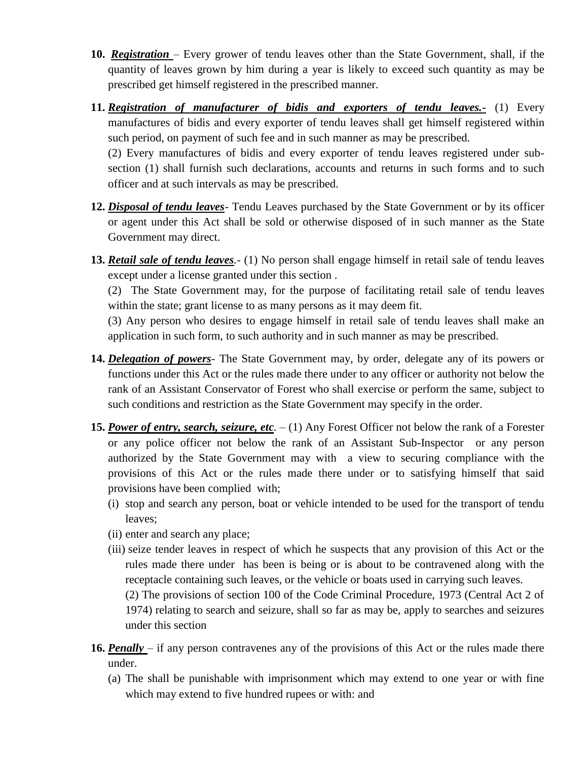**10.** ***Registration*** – Every grower of tendu leaves other than the State Government, shall, if the quantity of leaves grown by him during a year is likely to exceed such quantity as may be prescribed get himself registered in the prescribed manner.

**11.** ***Registration of manufacturer of bidis and exporters of tendu leaves.-*** (1) Every manufactures of bidis and every exporter of tendu leaves shall get himself registered within such period, on payment of such fee and in such manner as may be prescribed.

(2) Every manufactures of bidis and every exporter of tendu leaves registered under sub-section (1) shall furnish such declarations, accounts and returns in such forms and to such officer and at such intervals as may be prescribed.

**12.** ***Disposal of tendu leaves***- Tendu Leaves purchased by the State Government or by its officer or agent under this Act shall be sold or otherwise disposed of in such manner as the State Government may direct.

**13.** ***Retail sale of tendu leaves***.- (1) No person shall engage himself in retail sale of tendu leaves except under a license granted under this section .

(2) The State Government may, for the purpose of facilitating retail sale of tendu leaves within the state; grant license to as many persons as it may deem fit.

(3) Any person who desires to engage himself in retail sale of tendu leaves shall make an application in such form, to such authority and in such manner as may be prescribed.

**14.** ***Delegation of powers***- The State Government may, by order, delegate any of its powers or functions under this Act or the rules made there under to any officer or authority not below the rank of an Assistant Conservator of Forest who shall exercise or perform the same, subject to such conditions and restriction as the State Government may specify in the order.

**15.** ***Power of entry, search, seizure, etc***. – (1) Any Forest Officer not below the rank of a Forester or any police officer not below the rank of an Assistant Sub-Inspector or any person authorized by the State Government may with a view to securing compliance with the provisions of this Act or the rules made there under or to satisfying himself that said provisions have been complied with;

(i) stop and search any person, boat or vehicle intended to be used for the transport of tendu leaves;

(ii) enter and search any place;

(iii) seize tender leaves in respect of which he suspects that any provision of this Act or the rules made there under has been is being or is about to be contravened along with the receptacle containing such leaves, or the vehicle or boats used in carrying such leaves.

(2) The provisions of section 100 of the Code Criminal Procedure, 1973 (Central Act 2 of 1974) relating to search and seizure, shall so far as may be, apply to searches and seizures under this section

**16.** ***Penally*** – if any person contravenes any of the provisions of this Act or the rules made there under.

(a) The shall be punishable with imprisonment which may extend to one year or with fine which may extend to five hundred rupees or with: and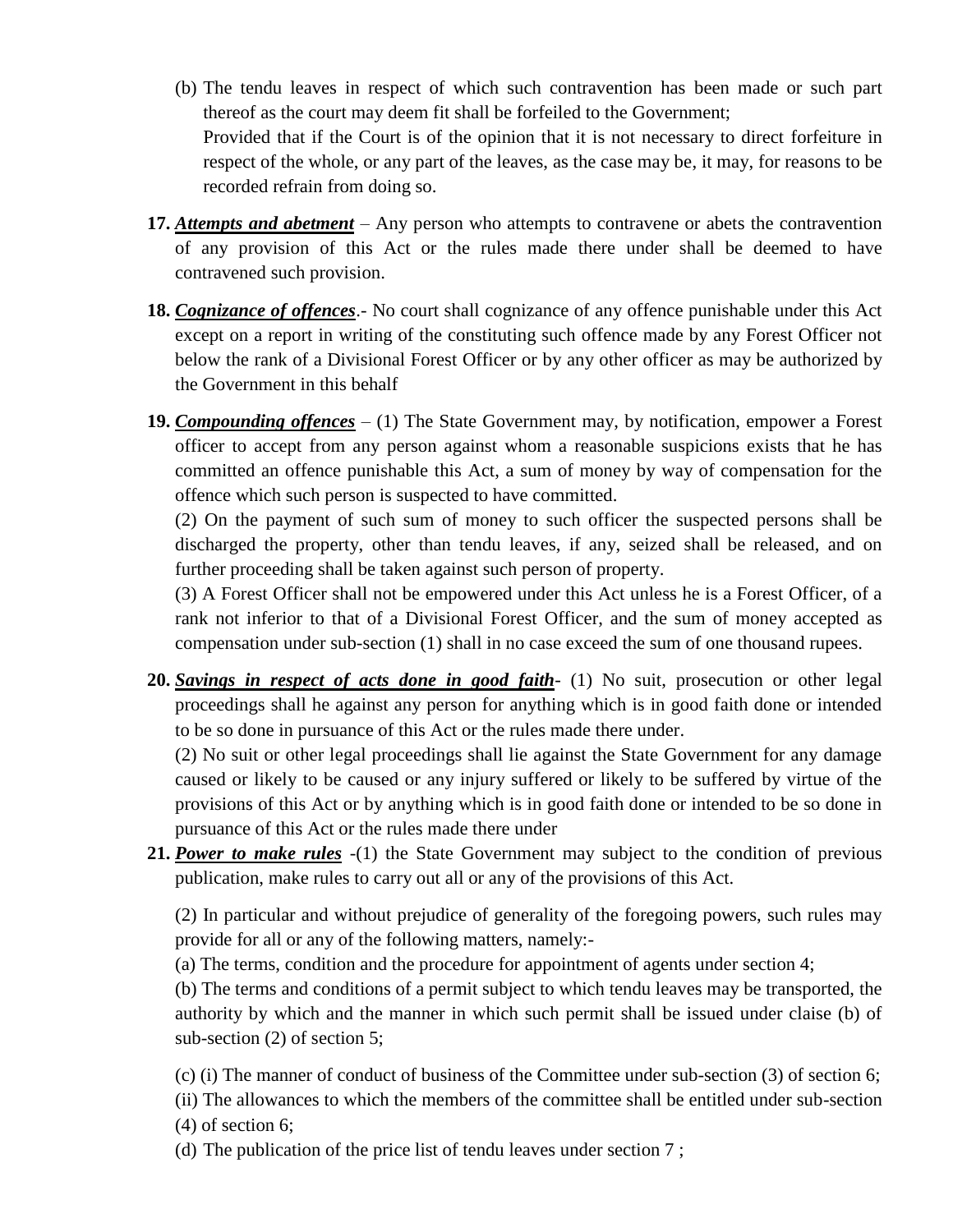(b) The tendu leaves in respect of which such contravention has been made or such part thereof as the court may deem fit shall be forfeiled to the Government;

Provided that if the Court is of the opinion that it is not necessary to direct forfeiture in respect of the whole, or any part of the leaves, as the case may be, it may, for reasons to be recorded refrain from doing so.

**17.** ***Attempts and abetment*** – Any person who attempts to contravene or abets the contravention of any provision of this Act or the rules made there under shall be deemed to have contravened such provision.

**18.** ***Cognizance of offences***.- No court shall cognizance of any offence punishable under this Act except on a report in writing of the constituting such offence made by any Forest Officer not below the rank of a Divisional Forest Officer or by any other officer as may be authorized by the Government in this behalf

**19.** ***Compounding offences*** – (1) The State Government may, by notification, empower a Forest officer to accept from any person against whom a reasonable suspicions exists that he has committed an offence punishable this Act, a sum of money by way of compensation for the offence which such person is suspected to have committed.

(2) On the payment of such sum of money to such officer the suspected persons shall be discharged the property, other than tendu leaves, if any, seized shall be released, and on further proceeding shall be taken against such person of property.

(3) A Forest Officer shall not be empowered under this Act unless he is a Forest Officer, of a rank not inferior to that of a Divisional Forest Officer, and the sum of money accepted as compensation under sub-section (1) shall in no case exceed the sum of one thousand rupees.

**20.** ***Savings in respect of acts done in good faith***- (1) No suit, prosecution or other legal proceedings shall he against any person for anything which is in good faith done or intended to be so done in pursuance of this Act or the rules made there under.

(2) No suit or other legal proceedings shall lie against the State Government for any damage caused or likely to be caused or any injury suffered or likely to be suffered by virtue of the provisions of this Act or by anything which is in good faith done or intended to be so done in pursuance of this Act or the rules made there under

**21.** ***Power to make rules*** -(1) the State Government may subject to the condition of previous publication, make rules to carry out all or any of the provisions of this Act.

(2) In particular and without prejudice of generality of the foregoing powers, such rules may provide for all or any of the following matters, namely:-

(a) The terms, condition and the procedure for appointment of agents under section 4;

(b) The terms and conditions of a permit subject to which tendu leaves may be transported, the authority by which and the manner in which such permit shall be issued under claise (b) of sub-section (2) of section 5;

(c) (i) The manner of conduct of business of the Committee under sub-section (3) of section 6;

(ii) The allowances to which the members of the committee shall be entitled under sub-section (4) of section 6;

(d) The publication of the price list of tendu leaves under section 7 ;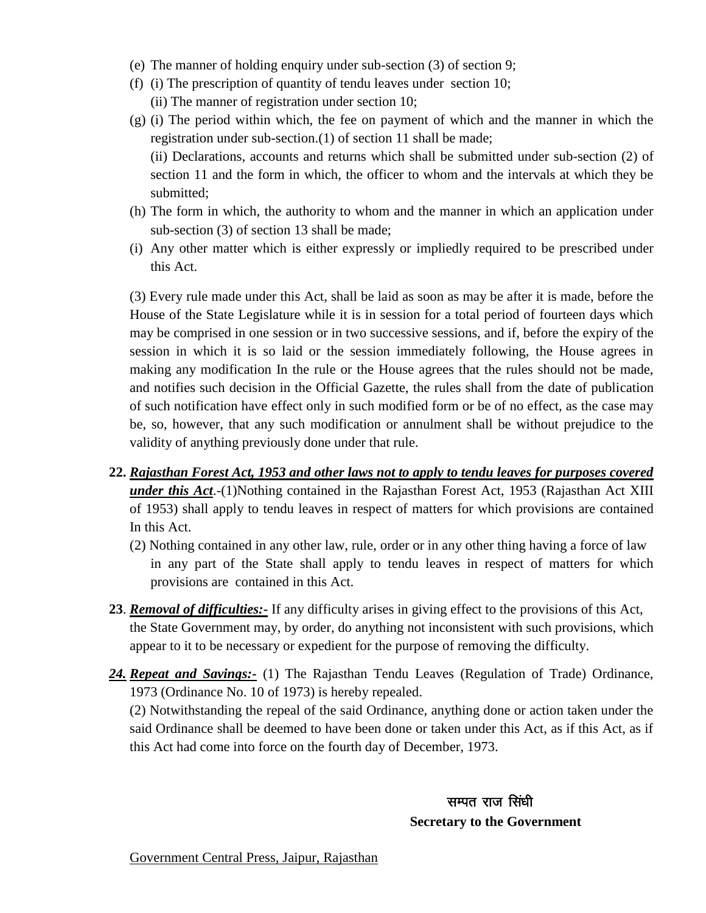(e) The manner of holding enquiry under sub-section (3) of section 9;

(f) (i) The prescription of quantity of tendu leaves under section 10;

(ii) The manner of registration under section 10;

(g) (i) The period within which, the fee on payment of which and the manner in which the registration under sub-section.(1) of section 11 shall be made;

(ii) Declarations, accounts and returns which shall be submitted under sub-section (2) of section 11 and the form in which, the officer to whom and the intervals at which they be submitted;

(h) The form in which, the authority to whom and the manner in which an application under sub-section (3) of section 13 shall be made;

(i) Any other matter which is either expressly or impliedly required to be prescribed under this Act.

(3) Every rule made under this Act, shall be laid as soon as may be after it is made, before the House of the State Legislature while it is in session for a total period of fourteen days which may be comprised in one session or in two successive sessions, and if, before the expiry of the session in which it is so laid or the session immediately following, the House agrees in making any modification In the rule or the House agrees that the rules should not be made, and notifies such decision in the Official Gazette, the rules shall from the date of publication of such notification have effect only in such modified form or be of no effect, as the case may be, so, however, that any such modification or annulment shall be without prejudice to the validity of anything previously done under that rule.

**22.** ***Rajasthan Forest Act, 1953 and other laws not to apply to tendu leaves for purposes covered under this Act***.-(1)Nothing contained in the Rajasthan Forest Act, 1953 (Rajasthan Act XIII of 1953) shall apply to tendu leaves in respect of matters for which provisions are contained In this Act.

(2) Nothing contained in any other law, rule, order or in any other thing having a force of law in any part of the State shall apply to tendu leaves in respect of matters for which provisions are contained in this Act.

**23**. ***Removal of difficulties:-*** If any difficulty arises in giving effect to the provisions of this Act, the State Government may, by order, do anything not inconsistent with such provisions, which appear to it to be necessary or expedient for the purpose of removing the difficulty.

***24. Repeat and Savings:-*** (1) The Rajasthan Tendu Leaves (Regulation of Trade) Ordinance, 1973 (Ordinance No. 10 of 1973) is hereby repealed.

(2) Notwithstanding the repeal of the said Ordinance, anything done or action taken under the said Ordinance shall be deemed to have been done or taken under this Act, as if this Act, as if this Act had come into force on the fourth day of December, 1973.

सम्पत राज सिंघी

**Secretary to the Government**

Government Central Press, Jaipur, Rajasthan